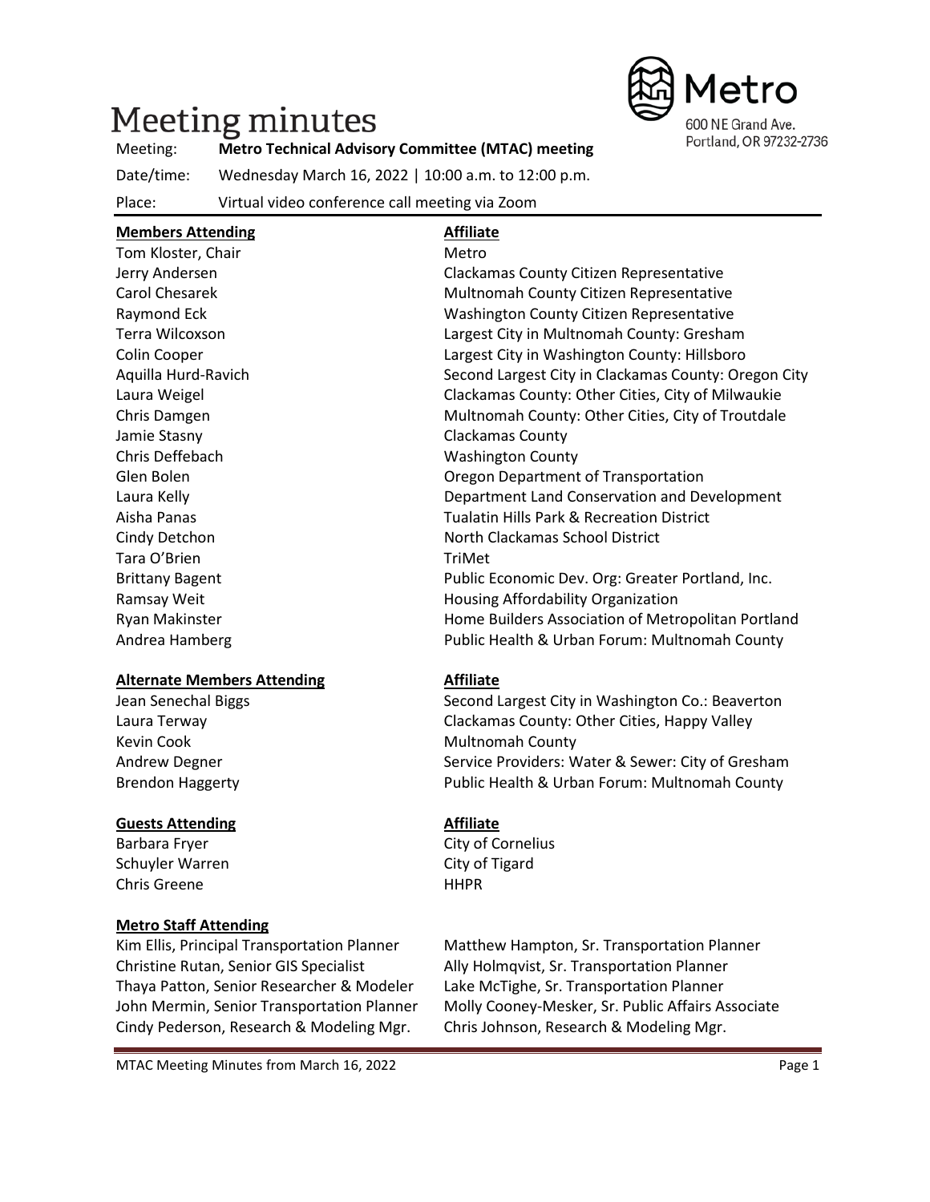# Meeting minutes

Metro
600 NE Grand Ave.
Portland, OR 97232-2736

| | |
|---|---|
| Meeting: | **Metro Technical Advisory Committee (MTAC) meeting** |
| Date/time: | Wednesday March 16, 2022 \| 10:00 a.m. to 12:00 p.m. |
| Place: | Virtual video conference call meeting via Zoom |

| **Members Attending** | **Affiliate** |
|---|---|
| Tom Kloster, Chair | Metro |
| Jerry Andersen | Clackamas County Citizen Representative |
| Carol Chesarek | Multnomah County Citizen Representative |
| Raymond Eck | Washington County Citizen Representative |
| Terra Wilcoxson | Largest City in Multnomah County: Gresham |
| Colin Cooper | Largest City in Washington County: Hillsboro |
| Aquilla Hurd-Ravich | Second Largest City in Clackamas County: Oregon City |
| Laura Weigel | Clackamas County: Other Cities, City of Milwaukie |
| Chris Damgen | Multnomah County: Other Cities, City of Troutdale |
| Jamie Stasny | Clackamas County |
| Chris Deffebach | Washington County |
| Glen Bolen | Oregon Department of Transportation |
| Laura Kelly | Department Land Conservation and Development |
| Aisha Panas | Tualatin Hills Park & Recreation District |
| Cindy Detchon | North Clackamas School District |
| Tara O'Brien | TriMet |
| Brittany Bagent | Public Economic Dev. Org: Greater Portland, Inc. |
| Ramsay Weit | Housing Affordability Organization |
| Ryan Makinster | Home Builders Association of Metropolitan Portland |
| Andrea Hamberg | Public Health & Urban Forum: Multnomah County |

| **Alternate Members Attending** | **Affiliate** |
|---|---|
| Jean Senechal Biggs | Second Largest City in Washington Co.: Beaverton |
| Laura Terway | Clackamas County: Other Cities, Happy Valley |
| Kevin Cook | Multnomah County |
| Andrew Degner | Service Providers: Water & Sewer: City of Gresham |
| Brendon Haggerty | Public Health & Urban Forum: Multnomah County |

| **Guests Attending** | **Affiliate** |
|---|---|
| Barbara Fryer | City of Cornelius |
| Schuyler Warren | City of Tigard |
| Chris Greene | HHPR |

**Metro Staff Attending**

| | |
|---|---|
| Kim Ellis, Principal Transportation Planner | Matthew Hampton, Sr. Transportation Planner |
| Christine Rutan, Senior GIS Specialist | Ally Holmqvist, Sr. Transportation Planner |
| Thaya Patton, Senior Researcher & Modeler | Lake McTighe, Sr. Transportation Planner |
| John Mermin, Senior Transportation Planner | Molly Cooney-Mesker, Sr. Public Affairs Associate |
| Cindy Pederson, Research & Modeling Mgr. | Chris Johnson, Research & Modeling Mgr. |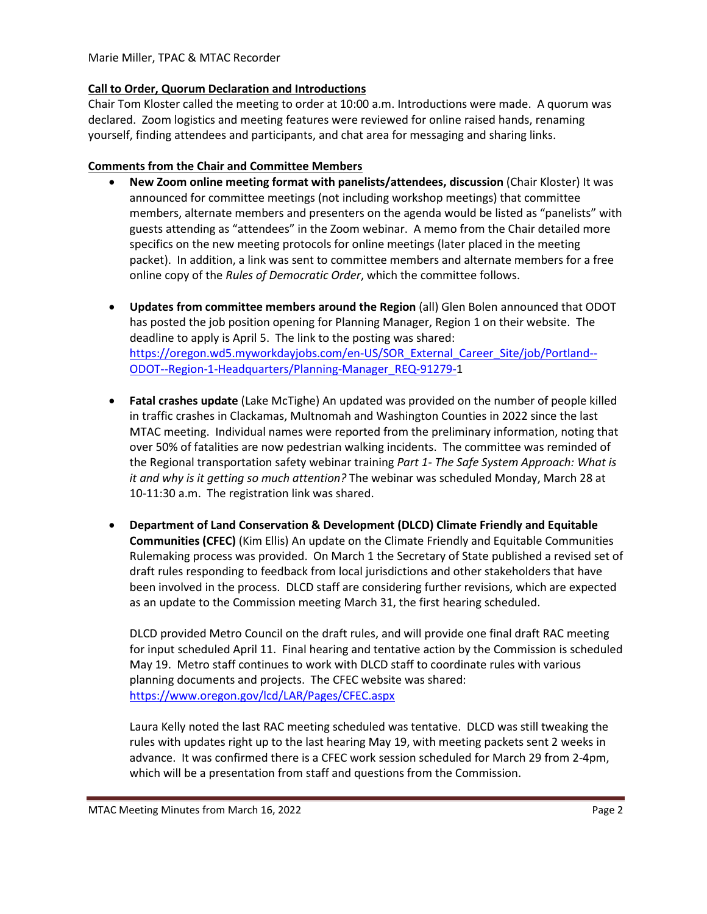Marie Miller, TPAC & MTAC Recorder

**Call to Order, Quorum Declaration and Introductions**

Chair Tom Kloster called the meeting to order at 10:00 a.m. Introductions were made. A quorum was declared. Zoom logistics and meeting features were reviewed for online raised hands, renaming yourself, finding attendees and participants, and chat area for messaging and sharing links.

**Comments from the Chair and Committee Members**

- **New Zoom online meeting format with panelists/attendees, discussion** (Chair Kloster) It was announced for committee meetings (not including workshop meetings) that committee members, alternate members and presenters on the agenda would be listed as "panelists" with guests attending as "attendees" in the Zoom webinar. A memo from the Chair detailed more specifics on the new meeting protocols for online meetings (later placed in the meeting packet). In addition, a link was sent to committee members and alternate members for a free online copy of the *Rules of Democratic Order*, which the committee follows.

- **Updates from committee members around the Region** (all) Glen Bolen announced that ODOT has posted the job position opening for Planning Manager, Region 1 on their website. The deadline to apply is April 5. The link to the posting was shared: https://oregon.wd5.myworkdayjobs.com/en-US/SOR_External_Career_Site/job/Portland--ODOT--Region-1-Headquarters/Planning-Manager_REQ-91279-1

- **Fatal crashes update** (Lake McTighe) An updated was provided on the number of people killed in traffic crashes in Clackamas, Multnomah and Washington Counties in 2022 since the last MTAC meeting. Individual names were reported from the preliminary information, noting that over 50% of fatalities are now pedestrian walking incidents. The committee was reminded of the Regional transportation safety webinar training *Part 1- The Safe System Approach: What is it and why is it getting so much attention?* The webinar was scheduled Monday, March 28 at 10-11:30 a.m. The registration link was shared.

- **Department of Land Conservation & Development (DLCD) Climate Friendly and Equitable Communities (CFEC)** (Kim Ellis) An update on the Climate Friendly and Equitable Communities Rulemaking process was provided. On March 1 the Secretary of State published a revised set of draft rules responding to feedback from local jurisdictions and other stakeholders that have been involved in the process. DLCD staff are considering further revisions, which are expected as an update to the Commission meeting March 31, the first hearing scheduled.

  DLCD provided Metro Council on the draft rules, and will provide one final draft RAC meeting for input scheduled April 11. Final hearing and tentative action by the Commission is scheduled May 19. Metro staff continues to work with DLCD staff to coordinate rules with various planning documents and projects. The CFEC website was shared: https://www.oregon.gov/lcd/LAR/Pages/CFEC.aspx

  Laura Kelly noted the last RAC meeting scheduled was tentative. DLCD was still tweaking the rules with updates right up to the last hearing May 19, with meeting packets sent 2 weeks in advance. It was confirmed there is a CFEC work session scheduled for March 29 from 2-4pm, which will be a presentation from staff and questions from the Commission.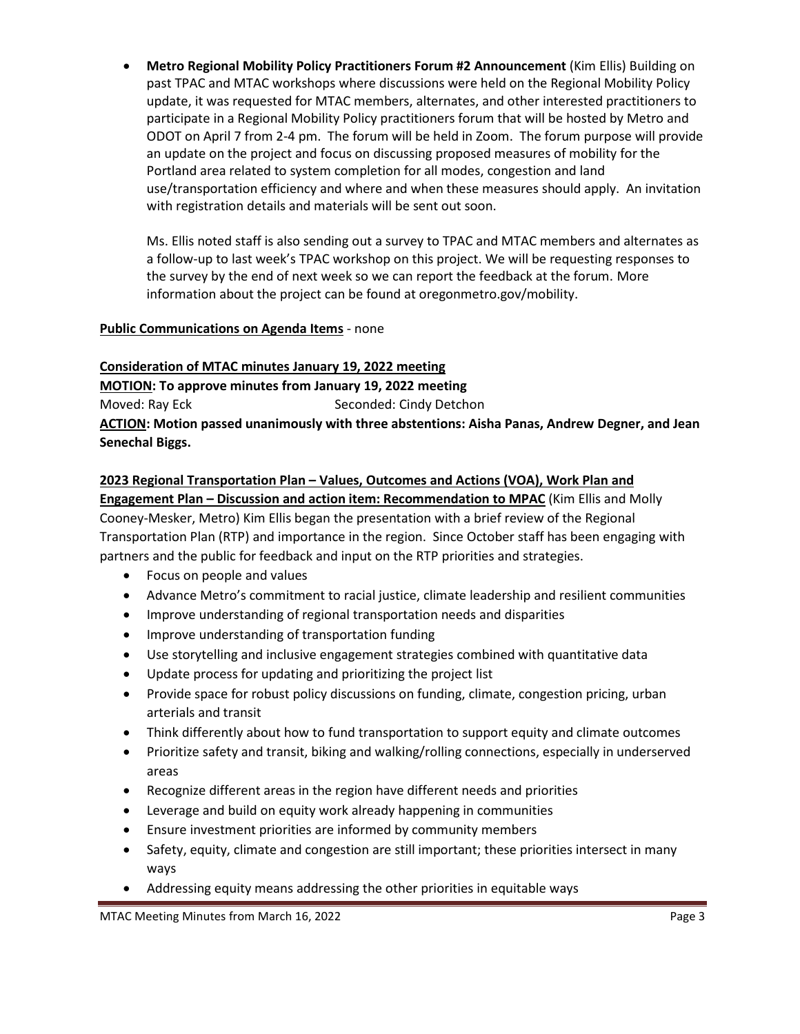- **Metro Regional Mobility Policy Practitioners Forum #2 Announcement** (Kim Ellis) Building on past TPAC and MTAC workshops where discussions were held on the Regional Mobility Policy update, it was requested for MTAC members, alternates, and other interested practitioners to participate in a Regional Mobility Policy practitioners forum that will be hosted by Metro and ODOT on April 7 from 2-4 pm. The forum will be held in Zoom. The forum purpose will provide an update on the project and focus on discussing proposed measures of mobility for the Portland area related to system completion for all modes, congestion and land use/transportation efficiency and where and when these measures should apply. An invitation with registration details and materials will be sent out soon.

  Ms. Ellis noted staff is also sending out a survey to TPAC and MTAC members and alternates as a follow-up to last week's TPAC workshop on this project. We will be requesting responses to the survey by the end of next week so we can report the feedback at the forum. More information about the project can be found at oregonmetro.gov/mobility.

**Public Communications on Agenda Items** - none

**Consideration of MTAC minutes January 19, 2022 meeting**

**MOTION: To approve minutes from January 19, 2022 meeting**

Moved: Ray Eck Seconded: Cindy Detchon

**ACTION: Motion passed unanimously with three abstentions: Aisha Panas, Andrew Degner, and Jean Senechal Biggs.**

**2023 Regional Transportation Plan – Values, Outcomes and Actions (VOA), Work Plan and Engagement Plan – Discussion and action item: Recommendation to MPAC** (Kim Ellis and Molly Cooney-Mesker, Metro) Kim Ellis began the presentation with a brief review of the Regional Transportation Plan (RTP) and importance in the region. Since October staff has been engaging with partners and the public for feedback and input on the RTP priorities and strategies.

- Focus on people and values
- Advance Metro's commitment to racial justice, climate leadership and resilient communities
- Improve understanding of regional transportation needs and disparities
- Improve understanding of transportation funding
- Use storytelling and inclusive engagement strategies combined with quantitative data
- Update process for updating and prioritizing the project list
- Provide space for robust policy discussions on funding, climate, congestion pricing, urban arterials and transit
- Think differently about how to fund transportation to support equity and climate outcomes
- Prioritize safety and transit, biking and walking/rolling connections, especially in underserved areas
- Recognize different areas in the region have different needs and priorities
- Leverage and build on equity work already happening in communities
- Ensure investment priorities are informed by community members
- Safety, equity, climate and congestion are still important; these priorities intersect in many ways
- Addressing equity means addressing the other priorities in equitable ways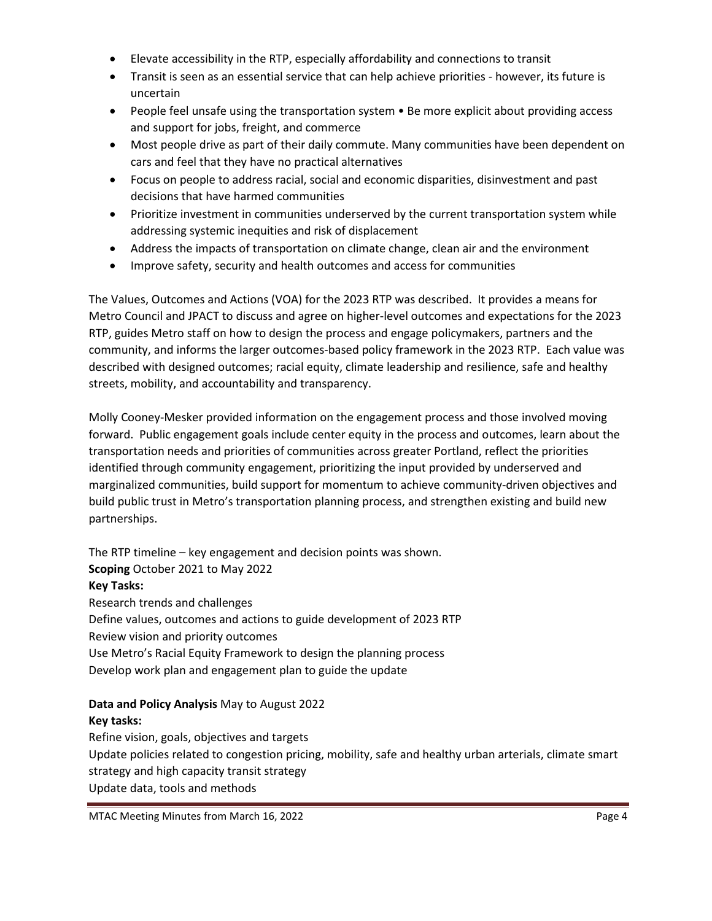- Elevate accessibility in the RTP, especially affordability and connections to transit
- Transit is seen as an essential service that can help achieve priorities - however, its future is uncertain
- People feel unsafe using the transportation system • Be more explicit about providing access and support for jobs, freight, and commerce
- Most people drive as part of their daily commute. Many communities have been dependent on cars and feel that they have no practical alternatives
- Focus on people to address racial, social and economic disparities, disinvestment and past decisions that have harmed communities
- Prioritize investment in communities underserved by the current transportation system while addressing systemic inequities and risk of displacement
- Address the impacts of transportation on climate change, clean air and the environment
- Improve safety, security and health outcomes and access for communities

The Values, Outcomes and Actions (VOA) for the 2023 RTP was described. It provides a means for Metro Council and JPACT to discuss and agree on higher-level outcomes and expectations for the 2023 RTP, guides Metro staff on how to design the process and engage policymakers, partners and the community, and informs the larger outcomes-based policy framework in the 2023 RTP. Each value was described with designed outcomes; racial equity, climate leadership and resilience, safe and healthy streets, mobility, and accountability and transparency.

Molly Cooney-Mesker provided information on the engagement process and those involved moving forward. Public engagement goals include center equity in the process and outcomes, learn about the transportation needs and priorities of communities across greater Portland, reflect the priorities identified through community engagement, prioritizing the input provided by underserved and marginalized communities, build support for momentum to achieve community-driven objectives and build public trust in Metro's transportation planning process, and strengthen existing and build new partnerships.

The RTP timeline – key engagement and decision points was shown.

**Scoping** October 2021 to May 2022

**Key Tasks:**

Research trends and challenges

Define values, outcomes and actions to guide development of 2023 RTP

Review vision and priority outcomes

Use Metro's Racial Equity Framework to design the planning process

Develop work plan and engagement plan to guide the update

**Data and Policy Analysis** May to August 2022

**Key tasks:**

Refine vision, goals, objectives and targets

Update policies related to congestion pricing, mobility, safe and healthy urban arterials, climate smart strategy and high capacity transit strategy

Update data, tools and methods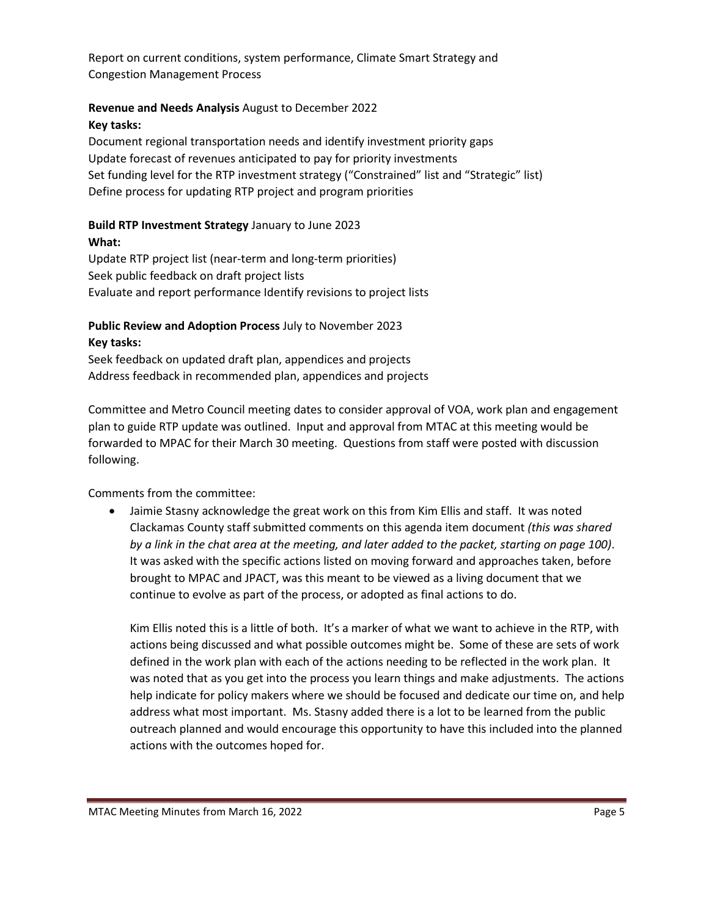Report on current conditions, system performance, Climate Smart Strategy and Congestion Management Process

**Revenue and Needs Analysis** August to December 2022
**Key tasks:**
Document regional transportation needs and identify investment priority gaps
Update forecast of revenues anticipated to pay for priority investments
Set funding level for the RTP investment strategy ("Constrained" list and "Strategic" list)
Define process for updating RTP project and program priorities

**Build RTP Investment Strategy** January to June 2023
**What:**
Update RTP project list (near-term and long-term priorities)
Seek public feedback on draft project lists
Evaluate and report performance Identify revisions to project lists

**Public Review and Adoption Process** July to November 2023
**Key tasks:**
Seek feedback on updated draft plan, appendices and projects
Address feedback in recommended plan, appendices and projects

Committee and Metro Council meeting dates to consider approval of VOA, work plan and engagement plan to guide RTP update was outlined. Input and approval from MTAC at this meeting would be forwarded to MPAC for their March 30 meeting. Questions from staff were posted with discussion following.

Comments from the committee:

- Jaimie Stasny acknowledge the great work on this from Kim Ellis and staff. It was noted Clackamas County staff submitted comments on this agenda item document *(this was shared by a link in the chat area at the meeting, and later added to the packet, starting on page 100)*. It was asked with the specific actions listed on moving forward and approaches taken, before brought to MPAC and JPACT, was this meant to be viewed as a living document that we continue to evolve as part of the process, or adopted as final actions to do.

  Kim Ellis noted this is a little of both. It's a marker of what we want to achieve in the RTP, with actions being discussed and what possible outcomes might be. Some of these are sets of work defined in the work plan with each of the actions needing to be reflected in the work plan. It was noted that as you get into the process you learn things and make adjustments. The actions help indicate for policy makers where we should be focused and dedicate our time on, and help address what most important. Ms. Stasny added there is a lot to be learned from the public outreach planned and would encourage this opportunity to have this included into the planned actions with the outcomes hoped for.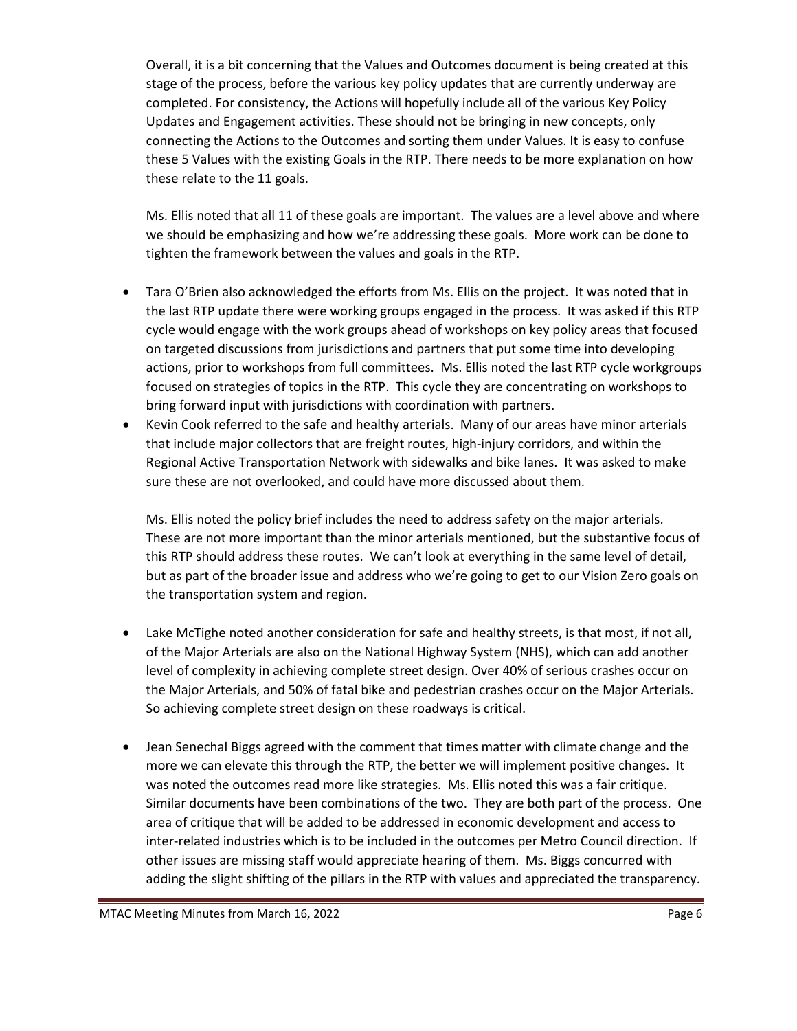Overall, it is a bit concerning that the Values and Outcomes document is being created at this stage of the process, before the various key policy updates that are currently underway are completed. For consistency, the Actions will hopefully include all of the various Key Policy Updates and Engagement activities. These should not be bringing in new concepts, only connecting the Actions to the Outcomes and sorting them under Values. It is easy to confuse these 5 Values with the existing Goals in the RTP. There needs to be more explanation on how these relate to the 11 goals.

Ms. Ellis noted that all 11 of these goals are important. The values are a level above and where we should be emphasizing and how we're addressing these goals. More work can be done to tighten the framework between the values and goals in the RTP.

- Tara O'Brien also acknowledged the efforts from Ms. Ellis on the project. It was noted that in the last RTP update there were working groups engaged in the process. It was asked if this RTP cycle would engage with the work groups ahead of workshops on key policy areas that focused on targeted discussions from jurisdictions and partners that put some time into developing actions, prior to workshops from full committees. Ms. Ellis noted the last RTP cycle workgroups focused on strategies of topics in the RTP. This cycle they are concentrating on workshops to bring forward input with jurisdictions with coordination with partners.
- Kevin Cook referred to the safe and healthy arterials. Many of our areas have minor arterials that include major collectors that are freight routes, high-injury corridors, and within the Regional Active Transportation Network with sidewalks and bike lanes. It was asked to make sure these are not overlooked, and could have more discussed about them.

  Ms. Ellis noted the policy brief includes the need to address safety on the major arterials. These are not more important than the minor arterials mentioned, but the substantive focus of this RTP should address these routes. We can't look at everything in the same level of detail, but as part of the broader issue and address who we're going to get to our Vision Zero goals on the transportation system and region.

- Lake McTighe noted another consideration for safe and healthy streets, is that most, if not all, of the Major Arterials are also on the National Highway System (NHS), which can add another level of complexity in achieving complete street design. Over 40% of serious crashes occur on the Major Arterials, and 50% of fatal bike and pedestrian crashes occur on the Major Arterials. So achieving complete street design on these roadways is critical.

- Jean Senechal Biggs agreed with the comment that times matter with climate change and the more we can elevate this through the RTP, the better we will implement positive changes. It was noted the outcomes read more like strategies. Ms. Ellis noted this was a fair critique. Similar documents have been combinations of the two. They are both part of the process. One area of critique that will be added to be addressed in economic development and access to inter-related industries which is to be included in the outcomes per Metro Council direction. If other issues are missing staff would appreciate hearing of them. Ms. Biggs concurred with adding the slight shifting of the pillars in the RTP with values and appreciated the transparency.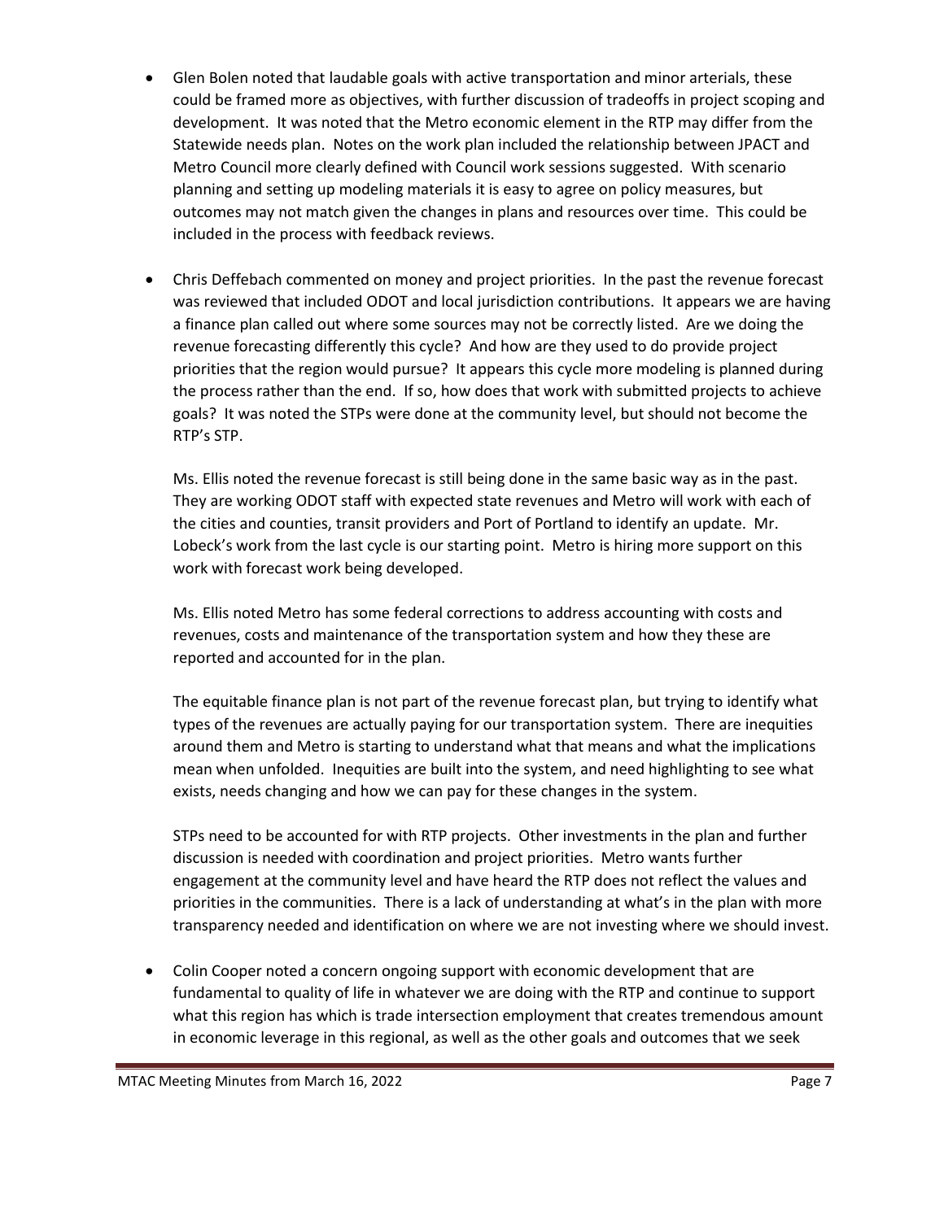- Glen Bolen noted that laudable goals with active transportation and minor arterials, these could be framed more as objectives, with further discussion of tradeoffs in project scoping and development. It was noted that the Metro economic element in the RTP may differ from the Statewide needs plan. Notes on the work plan included the relationship between JPACT and Metro Council more clearly defined with Council work sessions suggested. With scenario planning and setting up modeling materials it is easy to agree on policy measures, but outcomes may not match given the changes in plans and resources over time. This could be included in the process with feedback reviews.

- Chris Deffebach commented on money and project priorities. In the past the revenue forecast was reviewed that included ODOT and local jurisdiction contributions. It appears we are having a finance plan called out where some sources may not be correctly listed. Are we doing the revenue forecasting differently this cycle? And how are they used to do provide project priorities that the region would pursue? It appears this cycle more modeling is planned during the process rather than the end. If so, how does that work with submitted projects to achieve goals? It was noted the STPs were done at the community level, but should not become the RTP's STP.

  Ms. Ellis noted the revenue forecast is still being done in the same basic way as in the past. They are working ODOT staff with expected state revenues and Metro will work with each of the cities and counties, transit providers and Port of Portland to identify an update. Mr. Lobeck's work from the last cycle is our starting point. Metro is hiring more support on this work with forecast work being developed.

  Ms. Ellis noted Metro has some federal corrections to address accounting with costs and revenues, costs and maintenance of the transportation system and how they these are reported and accounted for in the plan.

  The equitable finance plan is not part of the revenue forecast plan, but trying to identify what types of the revenues are actually paying for our transportation system. There are inequities around them and Metro is starting to understand what that means and what the implications mean when unfolded. Inequities are built into the system, and need highlighting to see what exists, needs changing and how we can pay for these changes in the system.

  STPs need to be accounted for with RTP projects. Other investments in the plan and further discussion is needed with coordination and project priorities. Metro wants further engagement at the community level and have heard the RTP does not reflect the values and priorities in the communities. There is a lack of understanding at what's in the plan with more transparency needed and identification on where we are not investing where we should invest.

- Colin Cooper noted a concern ongoing support with economic development that are fundamental to quality of life in whatever we are doing with the RTP and continue to support what this region has which is trade intersection employment that creates tremendous amount in economic leverage in this regional, as well as the other goals and outcomes that we seek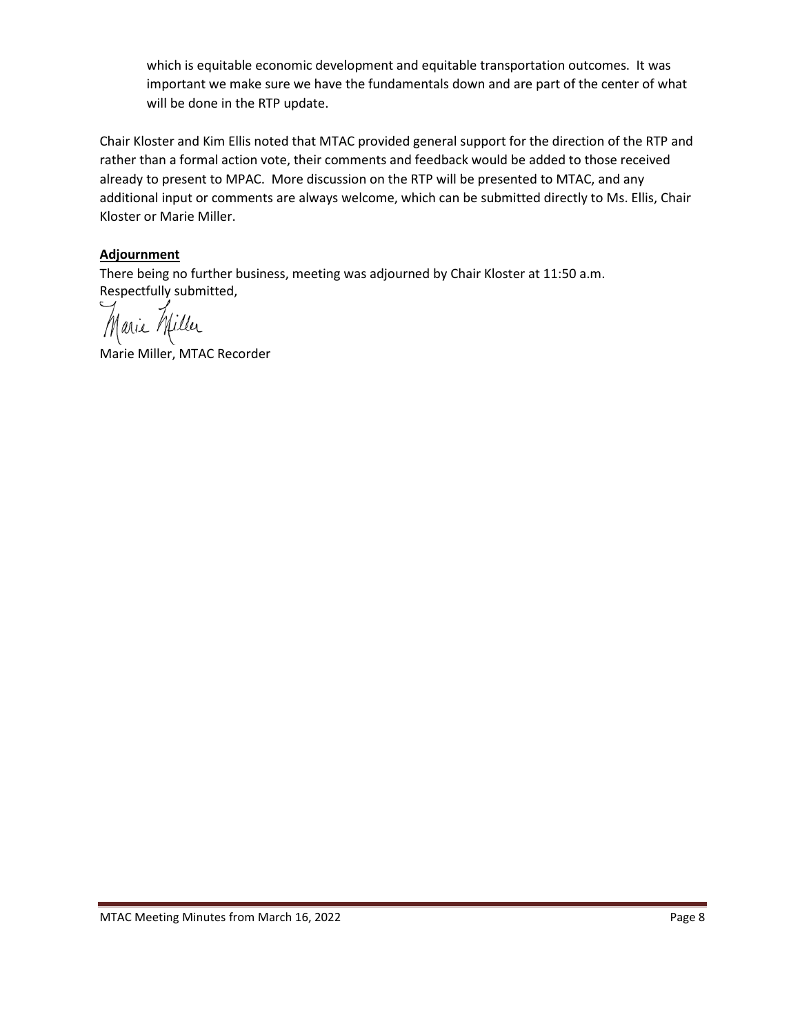which is equitable economic development and equitable transportation outcomes. It was important we make sure we have the fundamentals down and are part of the center of what will be done in the RTP update.

Chair Kloster and Kim Ellis noted that MTAC provided general support for the direction of the RTP and rather than a formal action vote, their comments and feedback would be added to those received already to present to MPAC. More discussion on the RTP will be presented to MTAC, and any additional input or comments are always welcome, which can be submitted directly to Ms. Ellis, Chair Kloster or Marie Miller.

**Adjournment**

There being no further business, meeting was adjourned by Chair Kloster at 11:50 a.m.

Respectfully submitted,

Marie Miller

Marie Miller, MTAC Recorder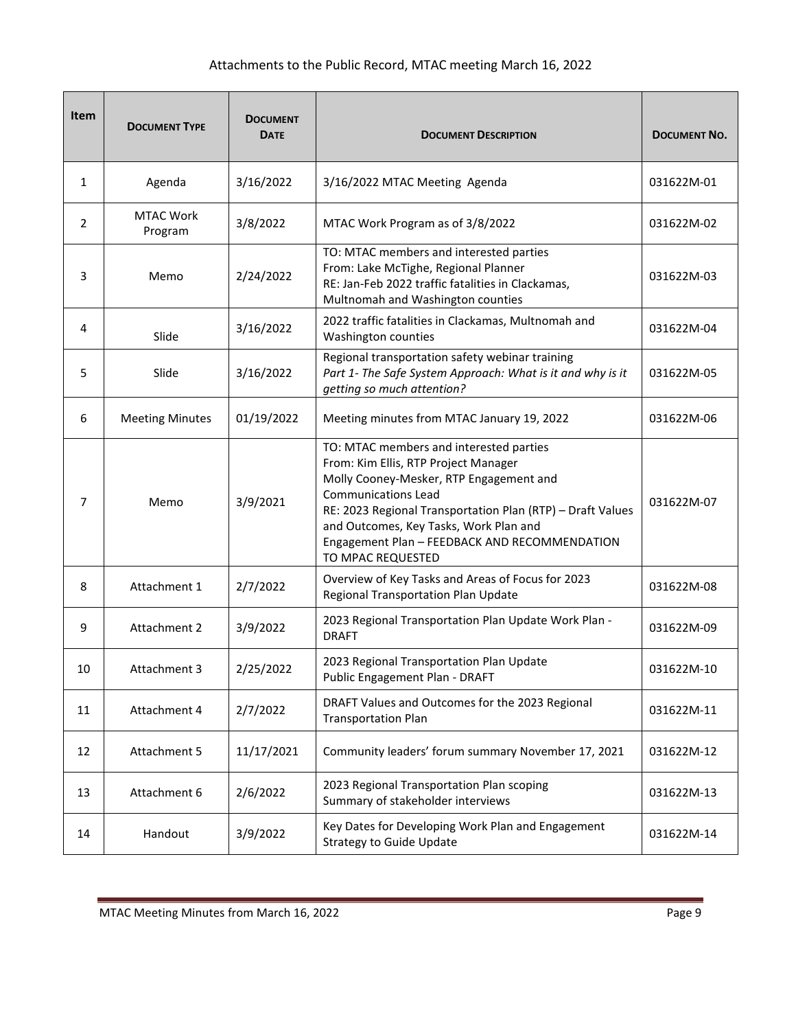Attachments to the Public Record, MTAC meeting March 16, 2022

| Item | Document Type | Document Date | Document Description | Document No. |
|---|---|---|---|---|
| 1 | Agenda | 3/16/2022 | 3/16/2022 MTAC Meeting Agenda | 031622M-01 |
| 2 | MTAC Work Program | 3/8/2022 | MTAC Work Program as of 3/8/2022 | 031622M-02 |
| 3 | Memo | 2/24/2022 | TO: MTAC members and interested parties<br>From: Lake McTighe, Regional Planner<br>RE: Jan-Feb 2022 traffic fatalities in Clackamas, Multnomah and Washington counties | 031622M-03 |
| 4 | Slide | 3/16/2022 | 2022 traffic fatalities in Clackamas, Multnomah and Washington counties | 031622M-04 |
| 5 | Slide | 3/16/2022 | Regional transportation safety webinar training<br>*Part 1- The Safe System Approach: What is it and why is it getting so much attention?* | 031622M-05 |
| 6 | Meeting Minutes | 01/19/2022 | Meeting minutes from MTAC January 19, 2022 | 031622M-06 |
| 7 | Memo | 3/9/2021 | TO: MTAC members and interested parties<br>From: Kim Ellis, RTP Project Manager<br>Molly Cooney-Mesker, RTP Engagement and Communications Lead<br>RE: 2023 Regional Transportation Plan (RTP) – Draft Values and Outcomes, Key Tasks, Work Plan and Engagement Plan – FEEDBACK AND RECOMMENDATION TO MPAC REQUESTED | 031622M-07 |
| 8 | Attachment 1 | 2/7/2022 | Overview of Key Tasks and Areas of Focus for 2023 Regional Transportation Plan Update | 031622M-08 |
| 9 | Attachment 2 | 3/9/2022 | 2023 Regional Transportation Plan Update Work Plan - DRAFT | 031622M-09 |
| 10 | Attachment 3 | 2/25/2022 | 2023 Regional Transportation Plan Update<br>Public Engagement Plan - DRAFT | 031622M-10 |
| 11 | Attachment 4 | 2/7/2022 | DRAFT Values and Outcomes for the 2023 Regional Transportation Plan | 031622M-11 |
| 12 | Attachment 5 | 11/17/2021 | Community leaders' forum summary November 17, 2021 | 031622M-12 |
| 13 | Attachment 6 | 2/6/2022 | 2023 Regional Transportation Plan scoping<br>Summary of stakeholder interviews | 031622M-13 |
| 14 | Handout | 3/9/2022 | Key Dates for Developing Work Plan and Engagement Strategy to Guide Update | 031622M-14 |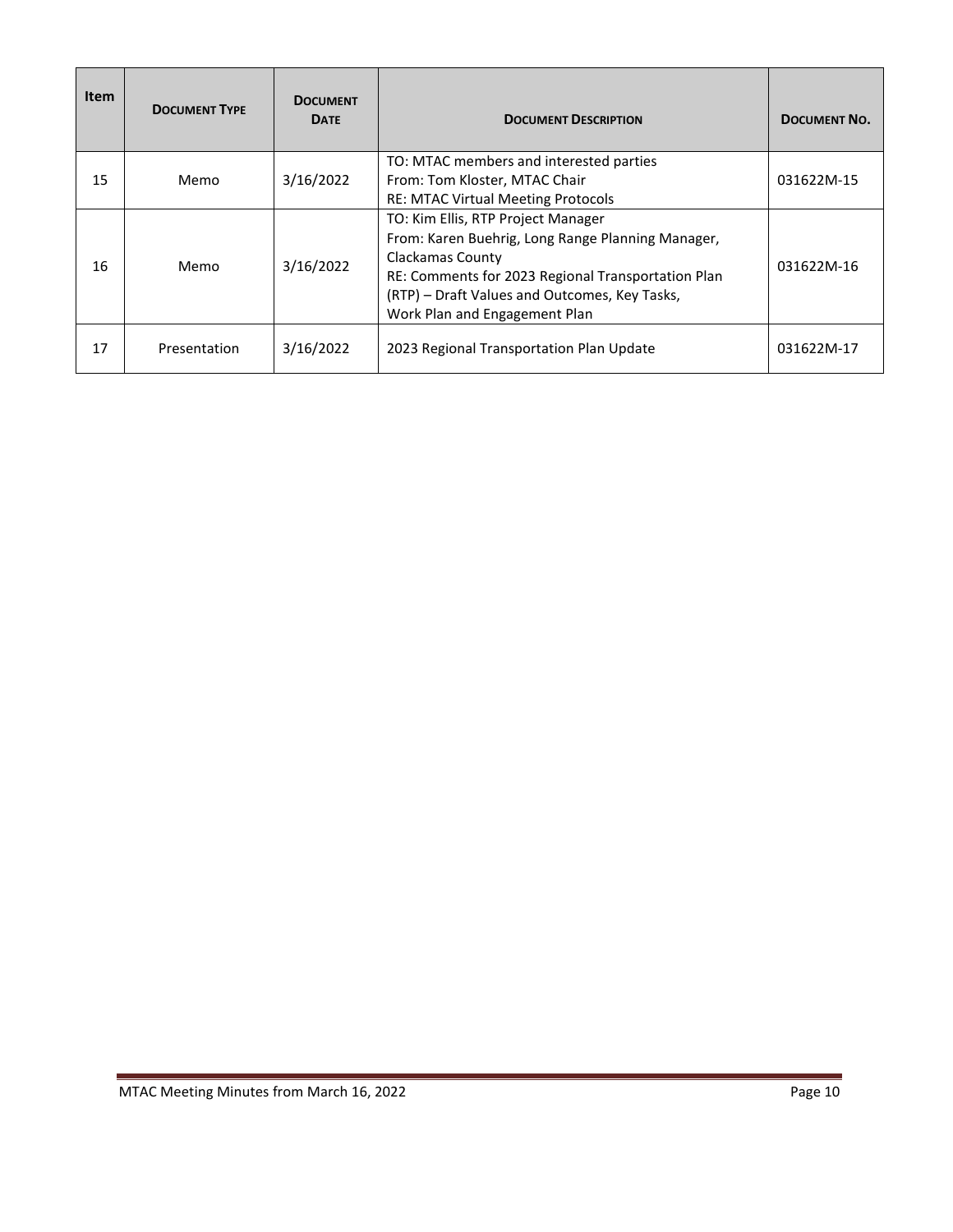| Item | Document Type | Document Date | Document Description | Document No. |
|---|---|---|---|---|
| 15 | Memo | 3/16/2022 | TO: MTAC members and interested parties<br>From: Tom Kloster, MTAC Chair<br>RE: MTAC Virtual Meeting Protocols | 031622M-15 |
| 16 | Memo | 3/16/2022 | TO: Kim Ellis, RTP Project Manager<br>From: Karen Buehrig, Long Range Planning Manager, Clackamas County<br>RE: Comments for 2023 Regional Transportation Plan (RTP) – Draft Values and Outcomes, Key Tasks, Work Plan and Engagement Plan | 031622M-16 |
| 17 | Presentation | 3/16/2022 | 2023 Regional Transportation Plan Update | 031622M-17 |